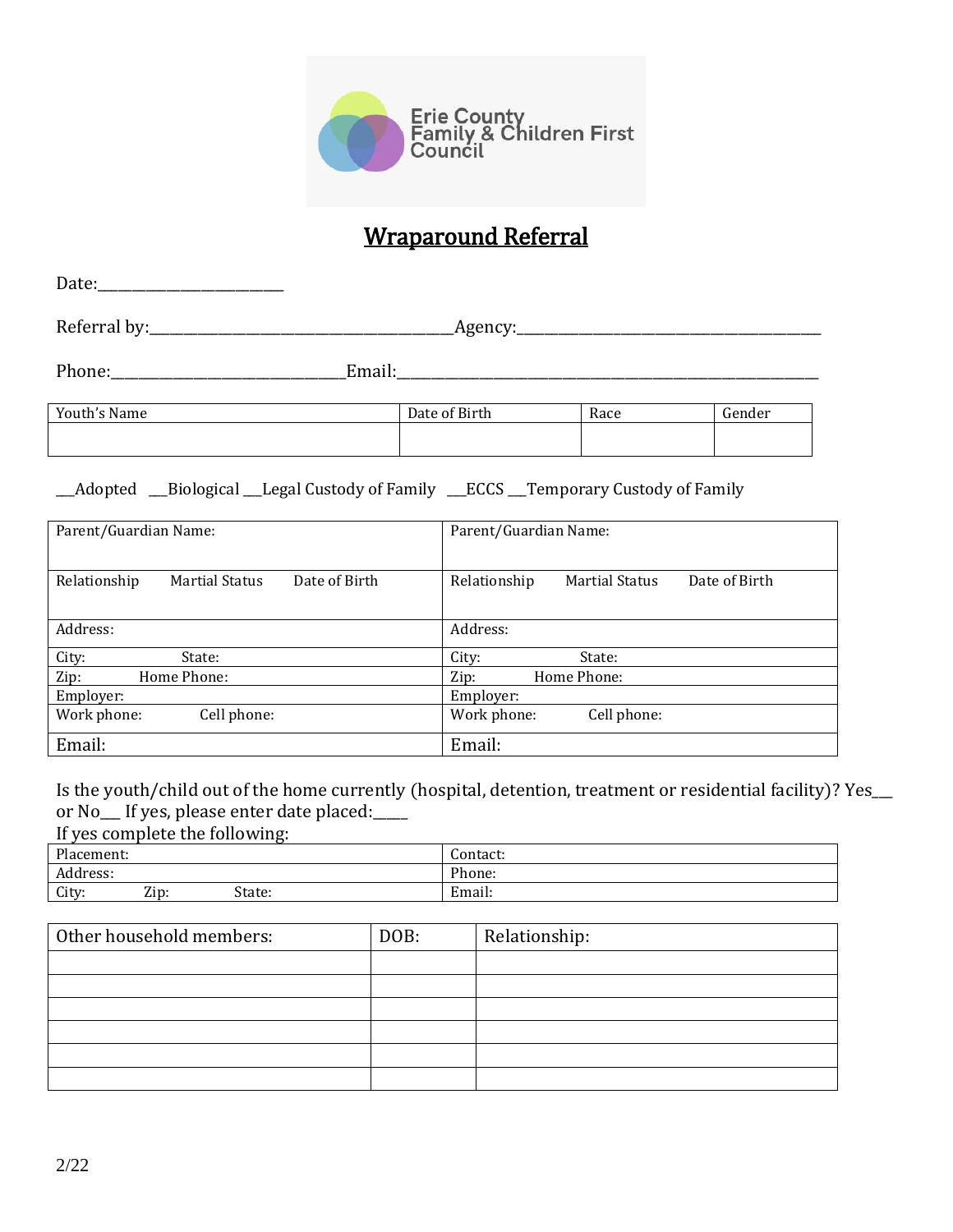Erie County Family & Children First Council

# Wraparound Referral

Date:_________________________

Referral by:________________________________________Agency:________________________________________

Phone:______________________________Email:_________________________________________________________

| Youth's Name | Date of Birth | Race | Gender |
|---|---|---|---|
| | | | |

___Adopted ___Biological ___Legal Custody of Family ___ECCS ___Temporary Custody of Family

| Parent/Guardian Name: | Parent/Guardian Name: |
|---|---|
| Relationship Martial Status Date of Birth | Relationship Martial Status Date of Birth |
| Address: | Address: |
| City: State: | City: State: |
| Zip: Home Phone: | Zip: Home Phone: |
| Employer: | Employer: |
| Work phone: Cell phone: | Work phone: Cell phone: |
| Email: | Email: |

Is the youth/child out of the home currently (hospital, detention, treatment or residential facility)? Yes___ or No___ If yes, please enter date placed:____

If yes complete the following:

| Placement: | Contact: |
|---|---|
| Address: | Phone: |
| City: Zip: State: | Email: |

| Other household members: | DOB: | Relationship: |
|---|---|---|
| | | |
| | | |
| | | |
| | | |
| | | |
| | | |

2/22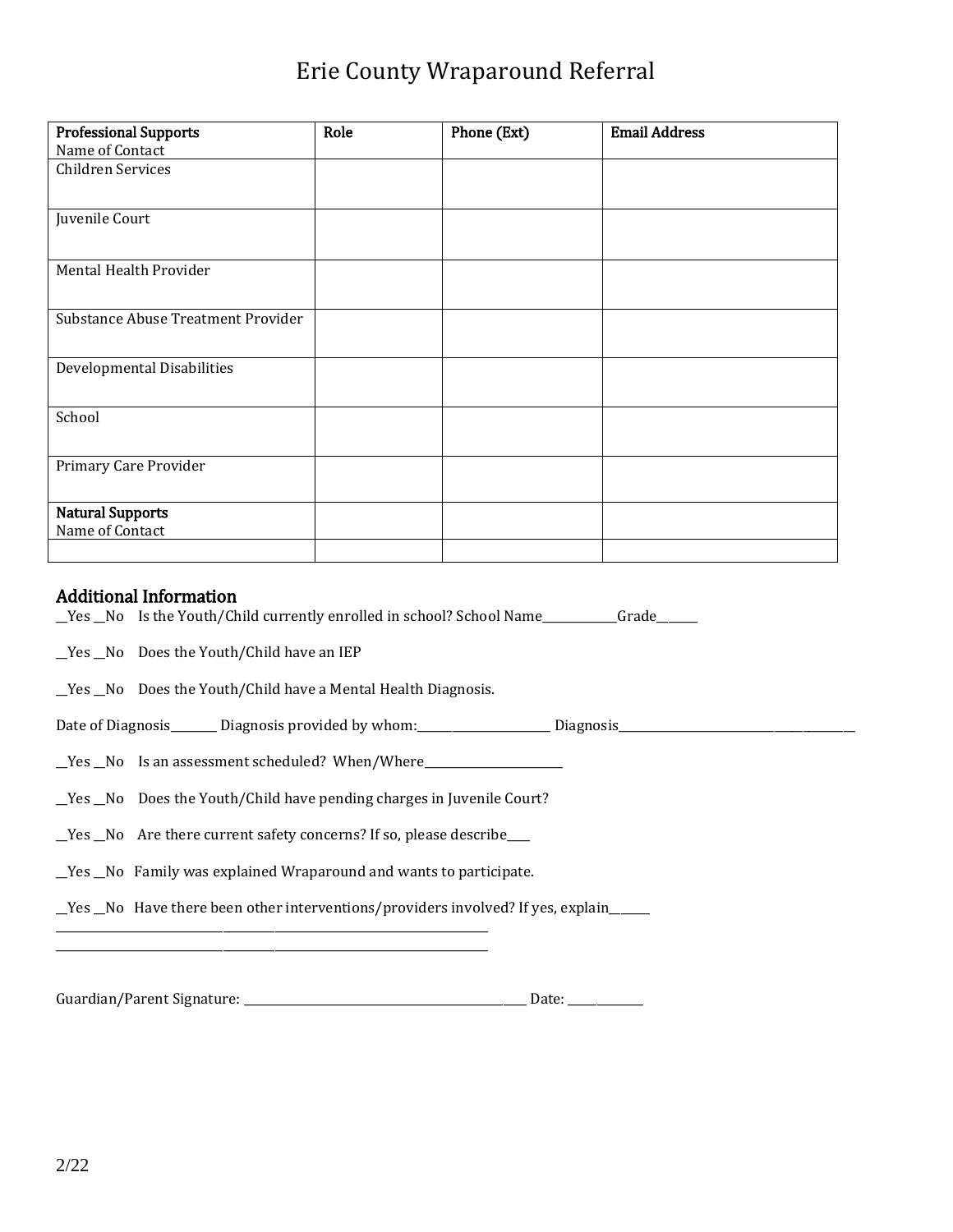# Erie County Wraparound Referral

| **Professional Supports**<br>Name of Contact | **Role** | **Phone (Ext)** | **Email Address** |
|---|---|---|---|
| Children Services | | | |
| Juvenile Court | | | |
| Mental Health Provider | | | |
| Substance Abuse Treatment Provider | | | |
| Developmental Disabilities | | | |
| School | | | |
| Primary Care Provider | | | |
| **Natural Supports**<br>Name of Contact | | | |
| | | | |

## Additional Information

__Yes __No Is the Youth/Child currently enrolled in school? School Name_____________Grade______

__Yes __No Does the Youth/Child have an IEP

__Yes __No Does the Youth/Child have a Mental Health Diagnosis.

Date of Diagnosis________ Diagnosis provided by whom:________________________ Diagnosis__________________________________________

__Yes __No Is an assessment scheduled? When/Where________________________

__Yes __No Does the Youth/Child have pending charges in Juvenile Court?

__Yes __No Are there current safety concerns? If so, please describe____

__Yes __No Family was explained Wraparound and wants to participate.

__Yes __No Have there been other interventions/providers involved? If yes, explain______

_____________________________________________________________________________

_____________________________________________________________________________

Guardian/Parent Signature: ______________________________________________ Date: ____________

2/22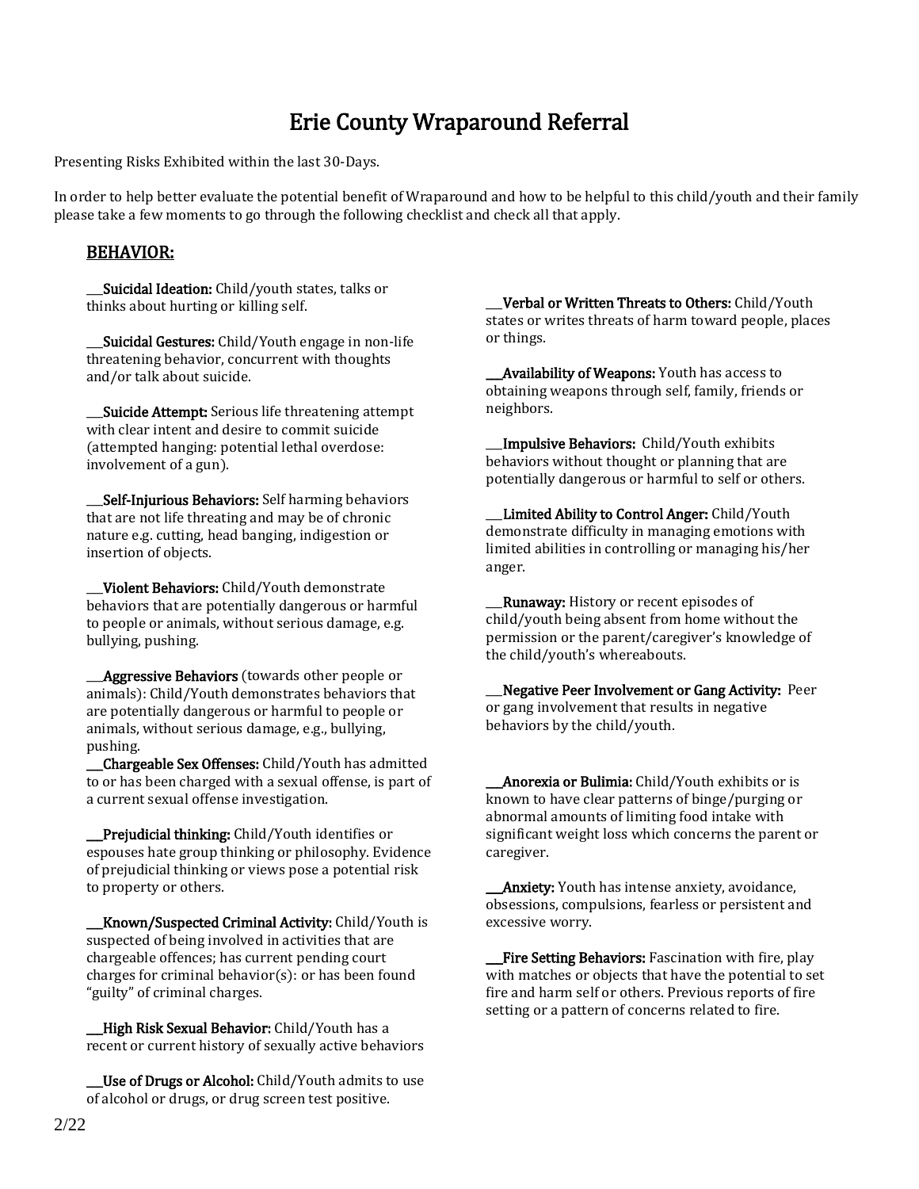# Erie County Wraparound Referral

Presenting Risks Exhibited within the last 30-Days.

In order to help better evaluate the potential benefit of Wraparound and how to be helpful to this child/youth and their family please take a few moments to go through the following checklist and check all that apply.

## BEHAVIOR:

___**Suicidal Ideation:** Child/youth states, talks or thinks about hurting or killing self.

___**Suicidal Gestures:** Child/Youth engage in non-life threatening behavior, concurrent with thoughts and/or talk about suicide.

___**Suicide Attempt:** Serious life threatening attempt with clear intent and desire to commit suicide (attempted hanging: potential lethal overdose: involvement of a gun).

___**Self-Injurious Behaviors:** Self harming behaviors that are not life threating and may be of chronic nature e.g. cutting, head banging, indigestion or insertion of objects.

___**Violent Behaviors:** Child/Youth demonstrate behaviors that are potentially dangerous or harmful to people or animals, without serious damage, e.g. bullying, pushing.

___**Aggressive Behaviors** (towards other people or animals): Child/Youth demonstrates behaviors that are potentially dangerous or harmful to people or animals, without serious damage, e.g., bullying, pushing.

___**Chargeable Sex Offenses:** Child/Youth has admitted to or has been charged with a sexual offense, is part of a current sexual offense investigation.

___**Prejudicial thinking:** Child/Youth identifies or espouses hate group thinking or philosophy. Evidence of prejudicial thinking or views pose a potential risk to property or others.

___**Known/Suspected Criminal Activity:** Child/Youth is suspected of being involved in activities that are chargeable offences; has current pending court charges for criminal behavior(s): or has been found "guilty" of criminal charges.

___**High Risk Sexual Behavior:** Child/Youth has a recent or current history of sexually active behaviors

___**Use of Drugs or Alcohol:** Child/Youth admits to use of alcohol or drugs, or drug screen test positive.

___**Verbal or Written Threats to Others:** Child/Youth states or writes threats of harm toward people, places or things.

___**Availability of Weapons:** Youth has access to obtaining weapons through self, family, friends or neighbors.

___**Impulsive Behaviors:** Child/Youth exhibits behaviors without thought or planning that are potentially dangerous or harmful to self or others.

___**Limited Ability to Control Anger:** Child/Youth demonstrate difficulty in managing emotions with limited abilities in controlling or managing his/her anger.

___**Runaway:** History or recent episodes of child/youth being absent from home without the permission or the parent/caregiver's knowledge of the child/youth's whereabouts.

___**Negative Peer Involvement or Gang Activity:** Peer or gang involvement that results in negative behaviors by the child/youth.

___**Anorexia or Bulimia:** Child/Youth exhibits or is known to have clear patterns of binge/purging or abnormal amounts of limiting food intake with significant weight loss which concerns the parent or caregiver.

___**Anxiety:** Youth has intense anxiety, avoidance, obsessions, compulsions, fearless or persistent and excessive worry.

___**Fire Setting Behaviors:** Fascination with fire, play with matches or objects that have the potential to set fire and harm self or others. Previous reports of fire setting or a pattern of concerns related to fire.

2/22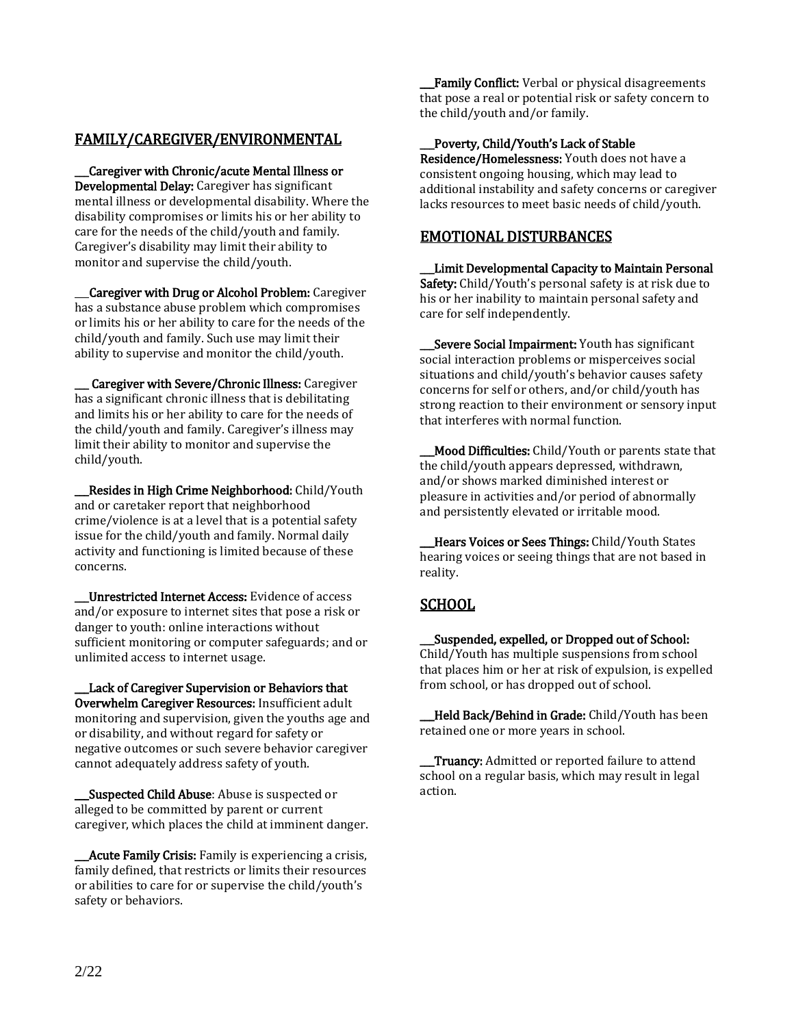## FAMILY/CAREGIVER/ENVIRONMENTAL

___**Caregiver with Chronic/acute Mental Illness or Developmental Delay:** Caregiver has significant mental illness or developmental disability. Where the disability compromises or limits his or her ability to care for the needs of the child/youth and family. Caregiver's disability may limit their ability to monitor and supervise the child/youth.

___**Caregiver with Drug or Alcohol Problem:** Caregiver has a substance abuse problem which compromises or limits his or her ability to care for the needs of the child/youth and family. Such use may limit their ability to supervise and monitor the child/youth.

___ **Caregiver with Severe/Chronic Illness:** Caregiver has a significant chronic illness that is debilitating and limits his or her ability to care for the needs of the child/youth and family. Caregiver's illness may limit their ability to monitor and supervise the child/youth.

___**Resides in High Crime Neighborhood:** Child/Youth and or caretaker report that neighborhood crime/violence is at a level that is a potential safety issue for the child/youth and family. Normal daily activity and functioning is limited because of these concerns.

___**Unrestricted Internet Access:** Evidence of access and/or exposure to internet sites that pose a risk or danger to youth: online interactions without sufficient monitoring or computer safeguards; and or unlimited access to internet usage.

___**Lack of Caregiver Supervision or Behaviors that Overwhelm Caregiver Resources:** Insufficient adult monitoring and supervision, given the youths age and or disability, and without regard for safety or negative outcomes or such severe behavior caregiver cannot adequately address safety of youth.

___**Suspected Child Abuse**: Abuse is suspected or alleged to be committed by parent or current caregiver, which places the child at imminent danger.

___**Acute Family Crisis:** Family is experiencing a crisis, family defined, that restricts or limits their resources or abilities to care for or supervise the child/youth's safety or behaviors.

___**Family Conflict:** Verbal or physical disagreements that pose a real or potential risk or safety concern to the child/youth and/or family.

___**Poverty, Child/Youth's Lack of Stable Residence/Homelessness:** Youth does not have a consistent ongoing housing, which may lead to additional instability and safety concerns or caregiver lacks resources to meet basic needs of child/youth.

## EMOTIONAL DISTURBANCES

___**Limit Developmental Capacity to Maintain Personal Safety:** Child/Youth's personal safety is at risk due to his or her inability to maintain personal safety and care for self independently.

___**Severe Social Impairment:** Youth has significant social interaction problems or misperceives social situations and child/youth's behavior causes safety concerns for self or others, and/or child/youth has strong reaction to their environment or sensory input that interferes with normal function.

___**Mood Difficulties:** Child/Youth or parents state that the child/youth appears depressed, withdrawn, and/or shows marked diminished interest or pleasure in activities and/or period of abnormally and persistently elevated or irritable mood.

___**Hears Voices or Sees Things:** Child/Youth States hearing voices or seeing things that are not based in reality.

## SCHOOL

___**Suspended, expelled, or Dropped out of School:** Child/Youth has multiple suspensions from school that places him or her at risk of expulsion, is expelled from school, or has dropped out of school.

___**Held Back/Behind in Grade:** Child/Youth has been retained one or more years in school.

___**Truancy:** Admitted or reported failure to attend school on a regular basis, which may result in legal action.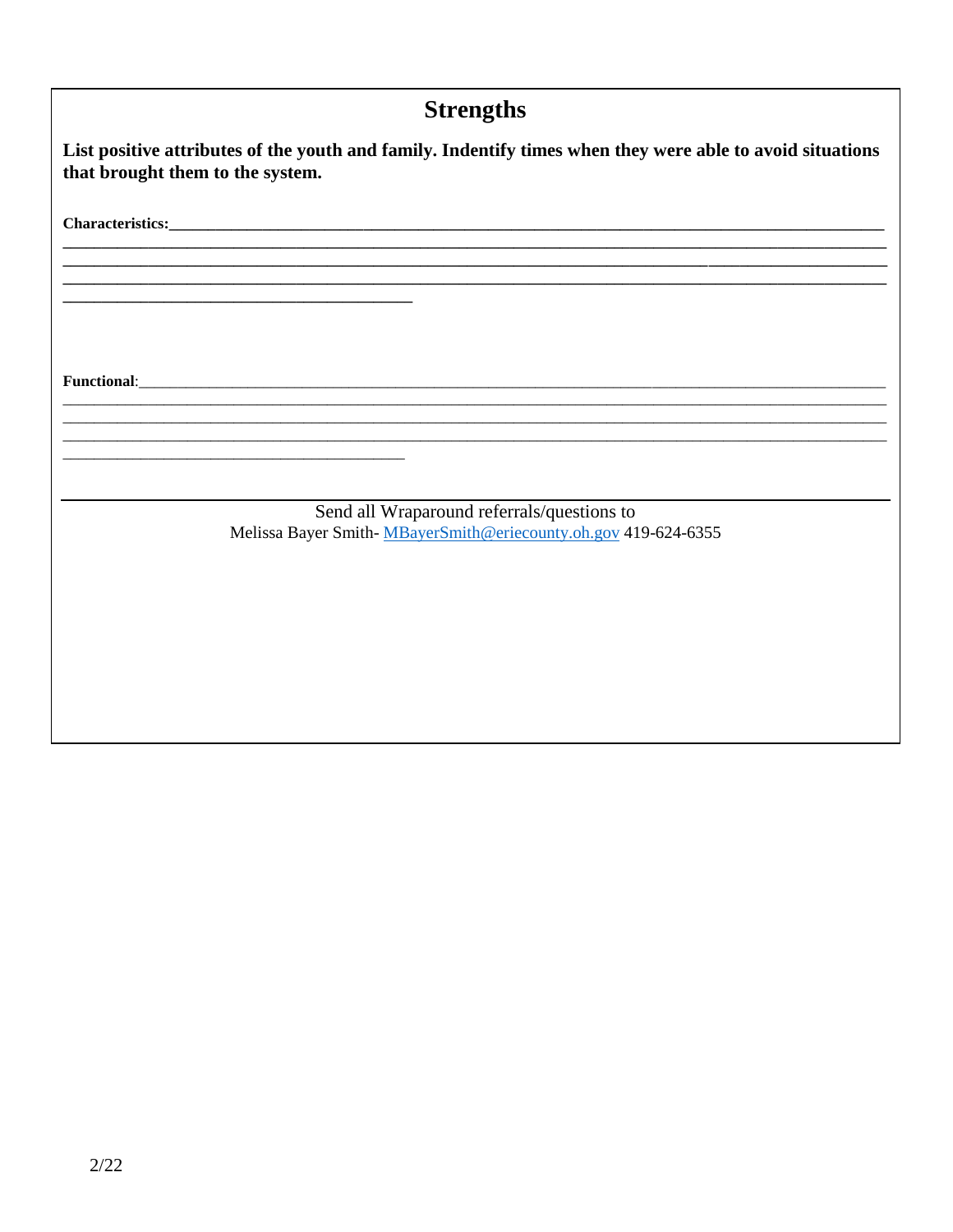## Strengths

**List positive attributes of the youth and family. Indentify times when they were able to avoid situations that brought them to the system.**

**Characteristics:**______________________________________________________________________________
______________________________________________________________________________________________
______________________________________________________________________________________________
______________________________________________________________________________________________
__________________________________________

**Functional**:______________________________________________________________________________
______________________________________________________________________________________________
______________________________________________________________________________________________
______________________________________________________________________________________________
__________________________________________

Send all Wraparound referrals/questions to
Melissa Bayer Smith- [MBayerSmith@eriecounty.oh.gov](mailto:MBayerSmith@eriecounty.oh.gov) 419-624-6355

2/22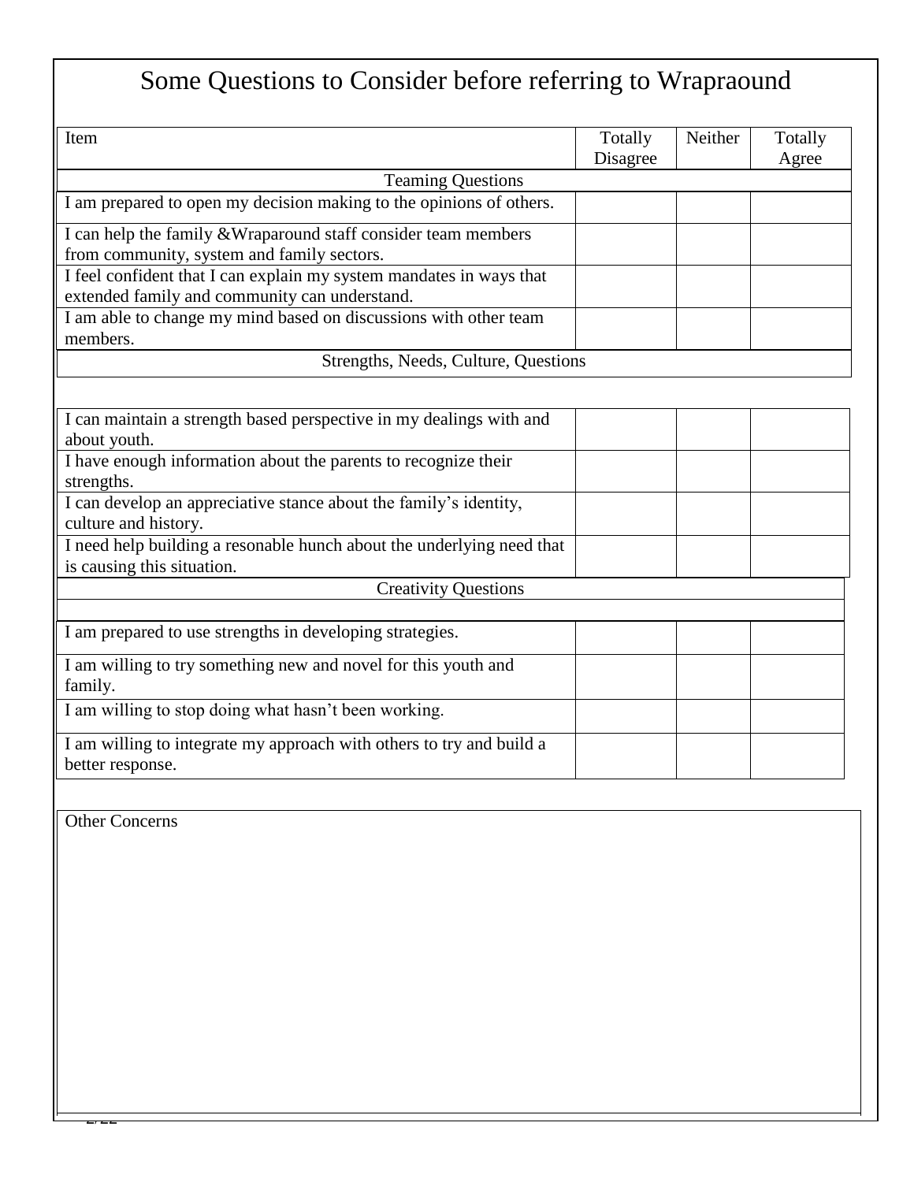# Some Questions to Consider before referring to Wrapraound

| Item | Totally Disagree | Neither | Totally Agree |
|---|---|---|---|
| Teaming Questions | | | |
| I am prepared to open my decision making to the opinions of others. | | | |
| I can help the family &Wraparound staff consider team members from community, system and family sectors. | | | |
| I feel confident that I can explain my system mandates in ways that extended family and community can understand. | | | |
| I am able to change my mind based on discussions with other team members. | | | |
| Strengths, Needs, Culture, Questions | | | |
| I can maintain a strength based perspective in my dealings with and about youth. | | | |
| I have enough information about the parents to recognize their strengths. | | | |
| I can develop an appreciative stance about the family's identity, culture and history. | | | |
| I need help building a resonable hunch about the underlying need that is causing this situation. | | | |
| Creativity Questions | | | |
| I am prepared to use strengths in developing strategies. | | | |
| I am willing to try something new and novel for this youth and family. | | | |
| I am willing to stop doing what hasn't been working. | | | |
| I am willing to integrate my approach with others to try and build a better response. | | | |

Other Concerns